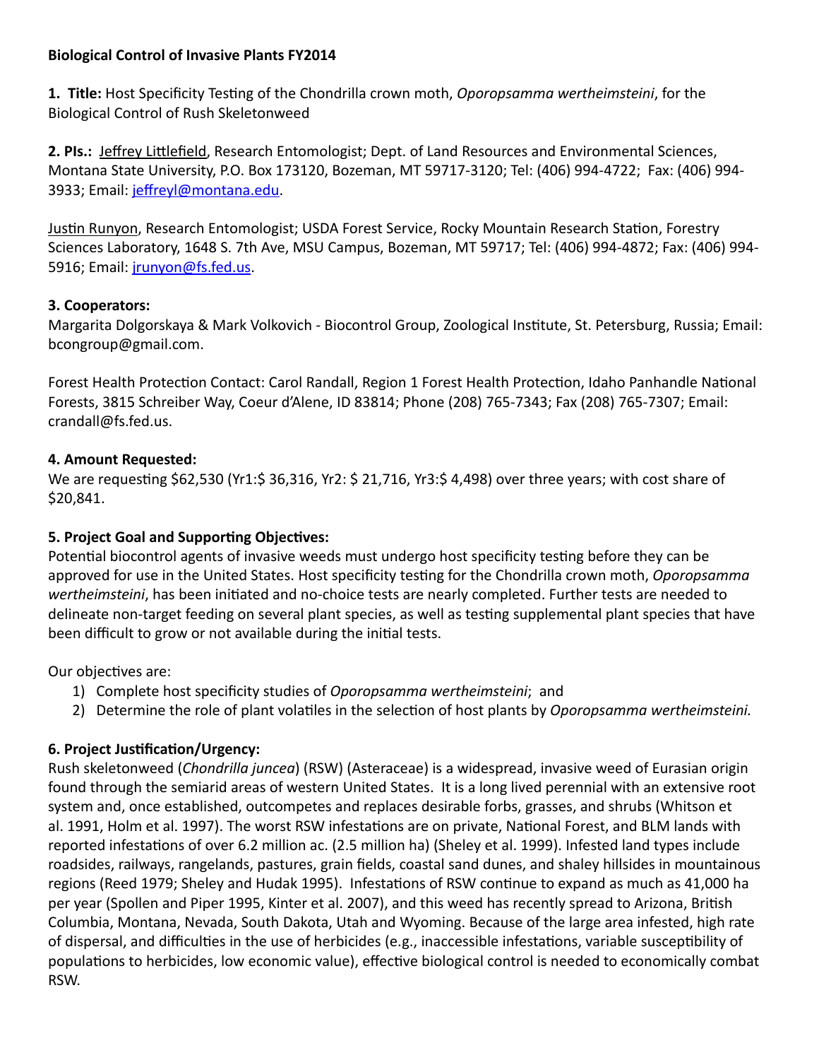**Biological Control of Invasive Plants FY2014**

**1. Title:** Host Specificity Testing of the Chondrilla crown moth, *Oporopsamma wertheimsteini*, for the Biological Control of Rush Skeletonweed

**2. PIs.:** Jeffrey Littlefield, Research Entomologist; Dept. of Land Resources and Environmental Sciences, Montana State University, P.O. Box 173120, Bozeman, MT 59717-3120; Tel: (406) 994-4722; Fax: (406) 994-3933; Email: jeffreyl@montana.edu.

Justin Runyon, Research Entomologist; USDA Forest Service, Rocky Mountain Research Station, Forestry Sciences Laboratory, 1648 S. 7th Ave, MSU Campus, Bozeman, MT 59717; Tel: (406) 994-4872; Fax: (406) 994-5916; Email: jrunyon@fs.fed.us.

**3. Cooperators:**
Margarita Dolgorskaya & Mark Volkovich - Biocontrol Group, Zoological Institute, St. Petersburg, Russia; Email: bcongroup@gmail.com.

Forest Health Protection Contact: Carol Randall, Region 1 Forest Health Protection, Idaho Panhandle National Forests, 3815 Schreiber Way, Coeur d'Alene, ID 83814; Phone (208) 765-7343; Fax (208) 765-7307; Email: crandall@fs.fed.us.

**4. Amount Requested:**
We are requesting $62,530 (Yr1:$ 36,316, Yr2: $ 21,716, Yr3:$ 4,498) over three years; with cost share of $20,841.

**5. Project Goal and Supporting Objectives:**
Potential biocontrol agents of invasive weeds must undergo host specificity testing before they can be approved for use in the United States. Host specificity testing for the Chondrilla crown moth, *Oporopsamma wertheimsteini*, has been initiated and no-choice tests are nearly completed. Further tests are needed to delineate non-target feeding on several plant species, as well as testing supplemental plant species that have been difficult to grow or not available during the initial tests.

Our objectives are:

1) Complete host specificity studies of *Oporopsamma wertheimsteini*; and
2) Determine the role of plant volatiles in the selection of host plants by *Oporopsamma wertheimsteini.*

**6. Project Justification/Urgency:**
Rush skeletonweed (*Chondrilla juncea*) (RSW) (Asteraceae) is a widespread, invasive weed of Eurasian origin found through the semiarid areas of western United States. It is a long lived perennial with an extensive root system and, once established, outcompetes and replaces desirable forbs, grasses, and shrubs (Whitson et al. 1991, Holm et al. 1997). The worst RSW infestations are on private, National Forest, and BLM lands with reported infestations of over 6.2 million ac. (2.5 million ha) (Sheley et al. 1999). Infested land types include roadsides, railways, rangelands, pastures, grain fields, coastal sand dunes, and shaley hillsides in mountainous regions (Reed 1979; Sheley and Hudak 1995). Infestations of RSW continue to expand as much as 41,000 ha per year (Spollen and Piper 1995, Kinter et al. 2007), and this weed has recently spread to Arizona, British Columbia, Montana, Nevada, South Dakota, Utah and Wyoming. Because of the large area infested, high rate of dispersal, and difficulties in the use of herbicides (e.g., inaccessible infestations, variable susceptibility of populations to herbicides, low economic value), effective biological control is needed to economically combat RSW.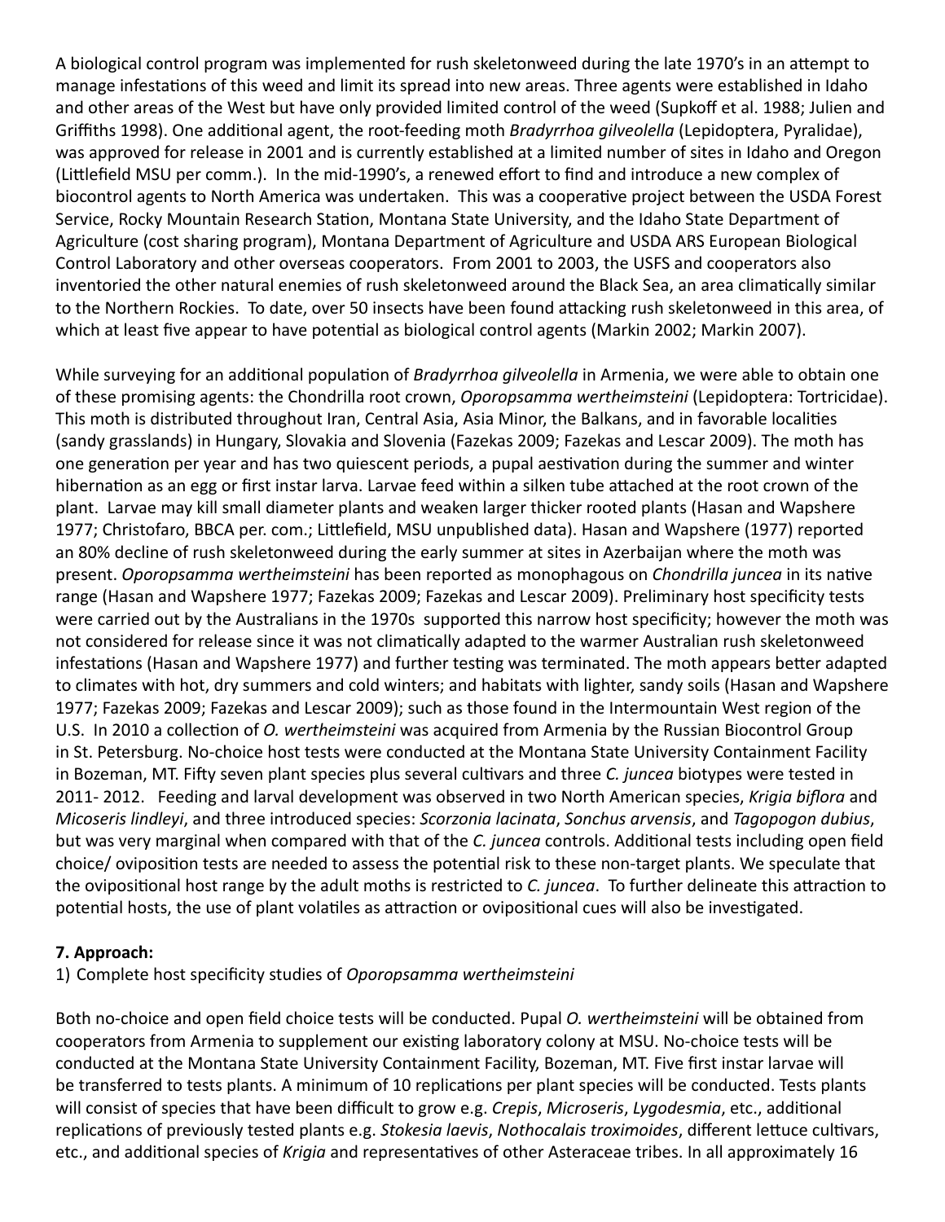A biological control program was implemented for rush skeletonweed during the late 1970's in an attempt to manage infestations of this weed and limit its spread into new areas. Three agents were established in Idaho and other areas of the West but have only provided limited control of the weed (Supkoff et al. 1988; Julien and Griffiths 1998). One additional agent, the root-feeding moth *Bradyrrhoa gilveolella* (Lepidoptera, Pyralidae), was approved for release in 2001 and is currently established at a limited number of sites in Idaho and Oregon (Littlefield MSU per comm.). In the mid-1990's, a renewed effort to find and introduce a new complex of biocontrol agents to North America was undertaken. This was a cooperative project between the USDA Forest Service, Rocky Mountain Research Station, Montana State University, and the Idaho State Department of Agriculture (cost sharing program), Montana Department of Agriculture and USDA ARS European Biological Control Laboratory and other overseas cooperators. From 2001 to 2003, the USFS and cooperators also inventoried the other natural enemies of rush skeletonweed around the Black Sea, an area climatically similar to the Northern Rockies. To date, over 50 insects have been found attacking rush skeletonweed in this area, of which at least five appear to have potential as biological control agents (Markin 2002; Markin 2007).

While surveying for an additional population of *Bradyrrhoa gilveolella* in Armenia, we were able to obtain one of these promising agents: the Chondrilla root crown, *Oporopsamma wertheimsteini* (Lepidoptera: Tortricidae). This moth is distributed throughout Iran, Central Asia, Asia Minor, the Balkans, and in favorable localities (sandy grasslands) in Hungary, Slovakia and Slovenia (Fazekas 2009; Fazekas and Lescar 2009). The moth has one generation per year and has two quiescent periods, a pupal aestivation during the summer and winter hibernation as an egg or first instar larva. Larvae feed within a silken tube attached at the root crown of the plant. Larvae may kill small diameter plants and weaken larger thicker rooted plants (Hasan and Wapshere 1977; Christofaro, BBCA per. com.; Littlefield, MSU unpublished data). Hasan and Wapshere (1977) reported an 80% decline of rush skeletonweed during the early summer at sites in Azerbaijan where the moth was present. *Oporopsamma wertheimsteini* has been reported as monophagous on *Chondrilla juncea* in its native range (Hasan and Wapshere 1977; Fazekas 2009; Fazekas and Lescar 2009). Preliminary host specificity tests were carried out by the Australians in the 1970s supported this narrow host specificity; however the moth was not considered for release since it was not climatically adapted to the warmer Australian rush skeletonweed infestations (Hasan and Wapshere 1977) and further testing was terminated. The moth appears better adapted to climates with hot, dry summers and cold winters; and habitats with lighter, sandy soils (Hasan and Wapshere 1977; Fazekas 2009; Fazekas and Lescar 2009); such as those found in the Intermountain West region of the U.S. In 2010 a collection of *O. wertheimsteini* was acquired from Armenia by the Russian Biocontrol Group in St. Petersburg. No-choice host tests were conducted at the Montana State University Containment Facility in Bozeman, MT. Fifty seven plant species plus several cultivars and three *C. juncea* biotypes were tested in 2011- 2012. Feeding and larval development was observed in two North American species, *Krigia biflora* and *Micoseris lindleyi*, and three introduced species: *Scorzonia lacinata*, *Sonchus arvensis*, and *Tagopogon dubius*, but was very marginal when compared with that of the *C. juncea* controls. Additional tests including open field choice/ oviposition tests are needed to assess the potential risk to these non-target plants. We speculate that the ovipositional host range by the adult moths is restricted to *C. juncea*. To further delineate this attraction to potential hosts, the use of plant volatiles as attraction or ovipositional cues will also be investigated.

### 7. Approach:

1) Complete host specificity studies of *Oporopsamma wertheimsteini*

Both no-choice and open field choice tests will be conducted. Pupal *O. wertheimsteini* will be obtained from cooperators from Armenia to supplement our existing laboratory colony at MSU. No-choice tests will be conducted at the Montana State University Containment Facility, Bozeman, MT. Five first instar larvae will be transferred to tests plants. A minimum of 10 replications per plant species will be conducted. Tests plants will consist of species that have been difficult to grow e.g. *Crepis*, *Microseris*, *Lygodesmia*, etc., additional replications of previously tested plants e.g. *Stokesia laevis*, *Nothocalais troximoides*, different lettuce cultivars, etc., and additional species of *Krigia* and representatives of other Asteraceae tribes. In all approximately 16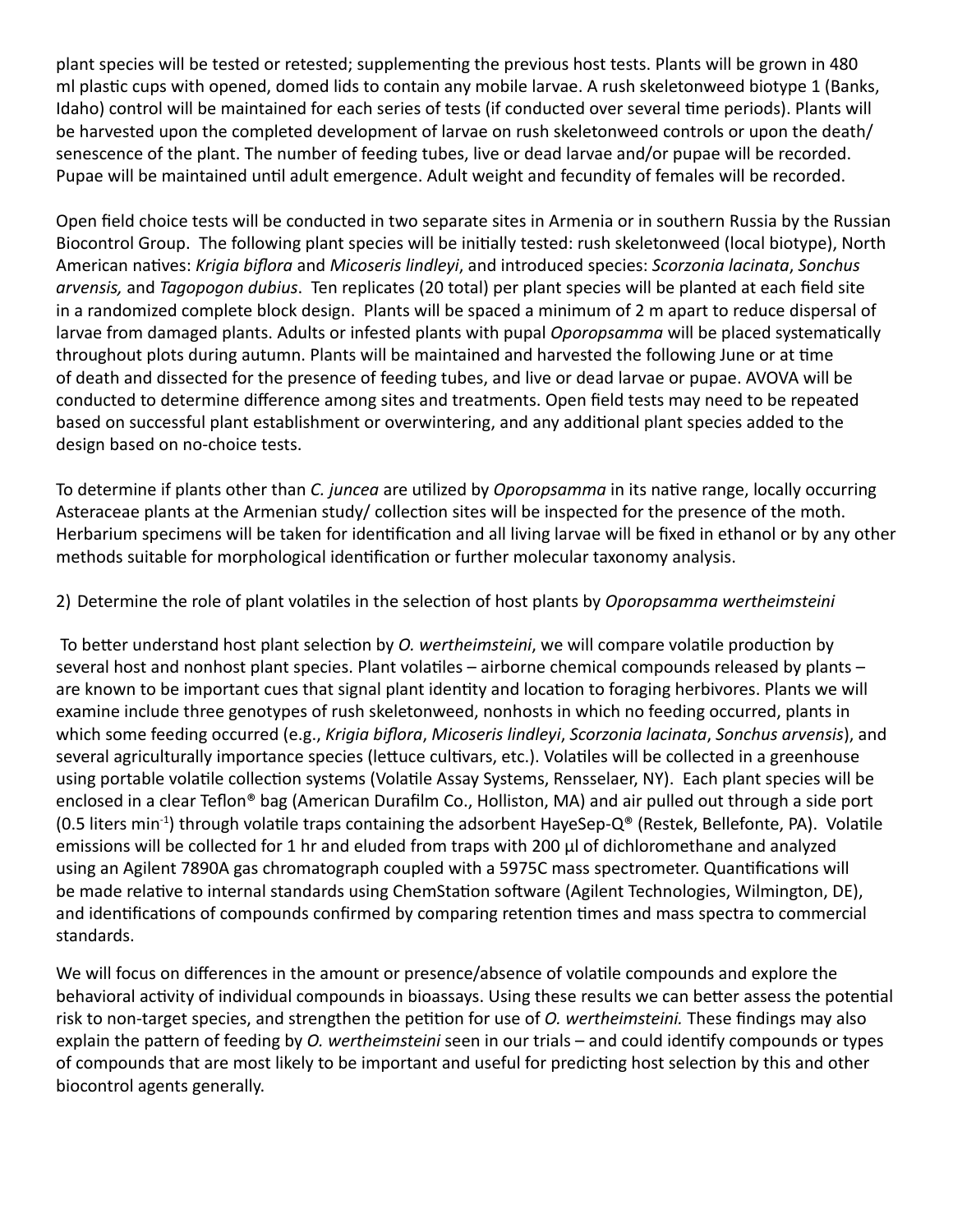plant species will be tested or retested; supplementing the previous host tests. Plants will be grown in 480 ml plastic cups with opened, domed lids to contain any mobile larvae. A rush skeletonweed biotype 1 (Banks, Idaho) control will be maintained for each series of tests (if conducted over several time periods). Plants will be harvested upon the completed development of larvae on rush skeletonweed controls or upon the death/ senescence of the plant. The number of feeding tubes, live or dead larvae and/or pupae will be recorded. Pupae will be maintained until adult emergence. Adult weight and fecundity of females will be recorded.

Open field choice tests will be conducted in two separate sites in Armenia or in southern Russia by the Russian Biocontrol Group. The following plant species will be initially tested: rush skeletonweed (local biotype), North American natives: *Krigia biflora* and *Micoseris lindleyi*, and introduced species: *Scorzonia lacinata*, *Sonchus arvensis,* and *Tagopogon dubius*. Ten replicates (20 total) per plant species will be planted at each field site in a randomized complete block design. Plants will be spaced a minimum of 2 m apart to reduce dispersal of larvae from damaged plants. Adults or infested plants with pupal *Oporopsamma* will be placed systematically throughout plots during autumn. Plants will be maintained and harvested the following June or at time of death and dissected for the presence of feeding tubes, and live or dead larvae or pupae. AVOVA will be conducted to determine difference among sites and treatments. Open field tests may need to be repeated based on successful plant establishment or overwintering, and any additional plant species added to the design based on no-choice tests.

To determine if plants other than *C. juncea* are utilized by *Oporopsamma* in its native range, locally occurring Asteraceae plants at the Armenian study/ collection sites will be inspected for the presence of the moth. Herbarium specimens will be taken for identification and all living larvae will be fixed in ethanol or by any other methods suitable for morphological identification or further molecular taxonomy analysis.

2) Determine the role of plant volatiles in the selection of host plants by *Oporopsamma wertheimsteini*

To better understand host plant selection by *O. wertheimsteini*, we will compare volatile production by several host and nonhost plant species. Plant volatiles – airborne chemical compounds released by plants – are known to be important cues that signal plant identity and location to foraging herbivores. Plants we will examine include three genotypes of rush skeletonweed, nonhosts in which no feeding occurred, plants in which some feeding occurred (e.g., *Krigia biflora*, *Micoseris lindleyi*, *Scorzonia lacinata*, *Sonchus arvensis*), and several agriculturally importance species (lettuce cultivars, etc.). Volatiles will be collected in a greenhouse using portable volatile collection systems (Volatile Assay Systems, Rensselaer, NY). Each plant species will be enclosed in a clear Teflon® bag (American Durafilm Co., Holliston, MA) and air pulled out through a side port (0.5 liters $min^{-1}$) through volatile traps containing the adsorbent HayeSep-Q® (Restek, Bellefonte, PA). Volatile emissions will be collected for 1 hr and eluded from traps with 200 µl of dichloromethane and analyzed using an Agilent 7890A gas chromatograph coupled with a 5975C mass spectrometer. Quantifications will be made relative to internal standards using ChemStation software (Agilent Technologies, Wilmington, DE), and identifications of compounds confirmed by comparing retention times and mass spectra to commercial standards.

We will focus on differences in the amount or presence/absence of volatile compounds and explore the behavioral activity of individual compounds in bioassays. Using these results we can better assess the potential risk to non-target species, and strengthen the petition for use of *O. wertheimsteini.* These findings may also explain the pattern of feeding by *O. wertheimsteini* seen in our trials – and could identify compounds or types of compounds that are most likely to be important and useful for predicting host selection by this and other biocontrol agents generally.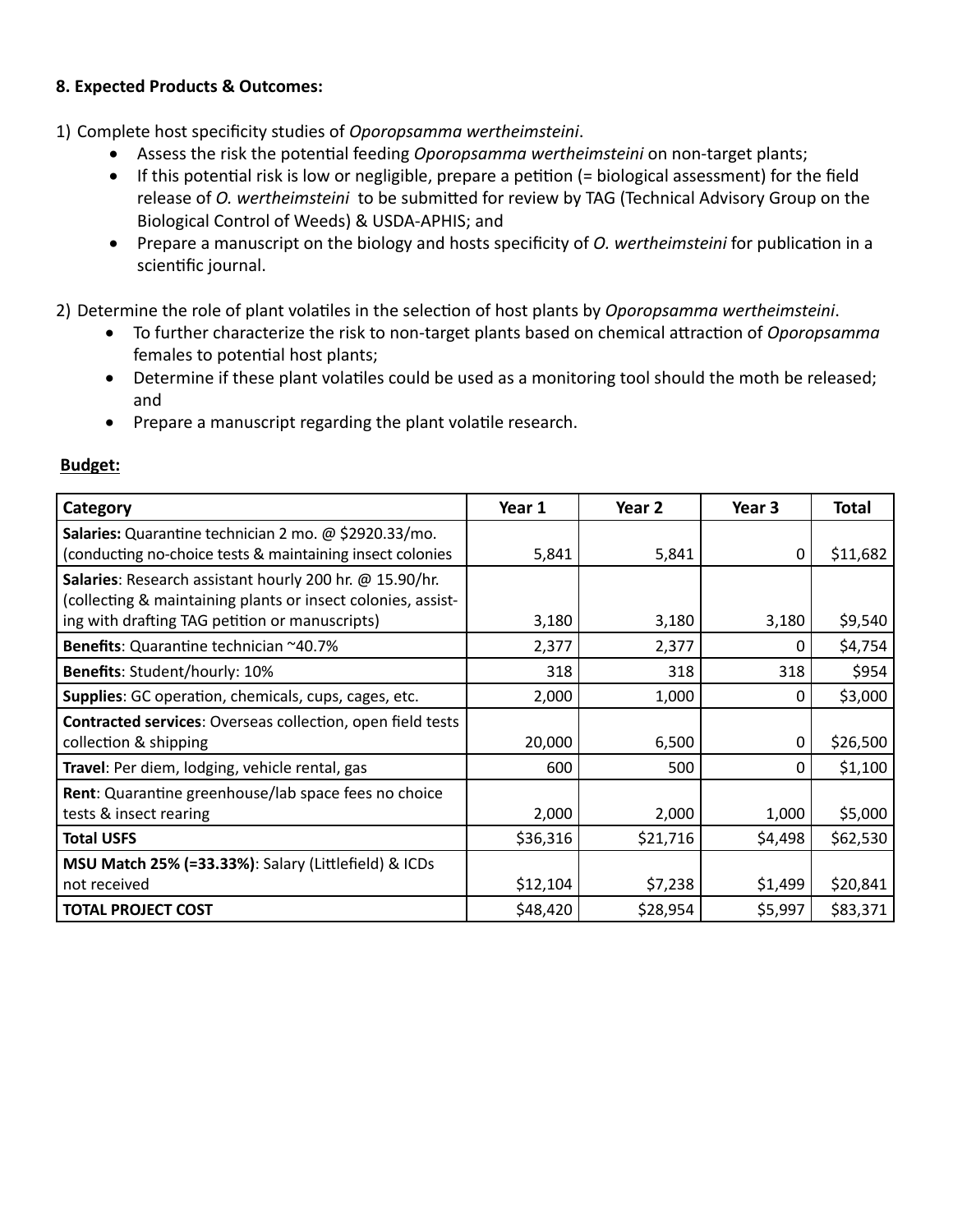**8. Expected Products & Outcomes:**

1) Complete host specificity studies of *Oporopsamma wertheimsteini*.
    - Assess the risk the potential feeding *Oporopsamma wertheimsteini* on non-target plants;
    - If this potential risk is low or negligible, prepare a petition (= biological assessment) for the field release of *O. wertheimsteini* to be submitted for review by TAG (Technical Advisory Group on the Biological Control of Weeds) & USDA-APHIS; and
    - Prepare a manuscript on the biology and hosts specificity of *O. wertheimsteini* for publication in a scientific journal.

2) Determine the role of plant volatiles in the selection of host plants by *Oporopsamma wertheimsteini*.
    - To further characterize the risk to non-target plants based on chemical attraction of *Oporopsamma* females to potential host plants;
    - Determine if these plant volatiles could be used as a monitoring tool should the moth be released; and
    - Prepare a manuscript regarding the plant volatile research.

**Budget:**

| Category | Year 1 | Year 2 | Year 3 | Total |
|---|---|---|---|---|
| **Salaries:** Quarantine technician 2 mo. @ $2920.33/mo. (conducting no-choice tests & maintaining insect colonies | 5,841 | 5,841 | 0 | $11,682 |
| **Salaries**: Research assistant hourly 200 hr. @ 15.90/hr. (collecting & maintaining plants or insect colonies, assisting with drafting TAG petition or manuscripts) | 3,180 | 3,180 | 3,180 | $9,540 |
| **Benefits**: Quarantine technician ~40.7% | 2,377 | 2,377 | 0 | $4,754 |
| **Benefits**: Student/hourly: 10% | 318 | 318 | 318 | $954 |
| **Supplies**: GC operation, chemicals, cups, cages, etc. | 2,000 | 1,000 | 0 | $3,000 |
| **Contracted services**: Overseas collection, open field tests collection & shipping | 20,000 | 6,500 | 0 | $26,500 |
| **Travel**: Per diem, lodging, vehicle rental, gas | 600 | 500 | 0 | $1,100 |
| **Rent**: Quarantine greenhouse/lab space fees no choice tests & insect rearing | 2,000 | 2,000 | 1,000 | $5,000 |
| **Total USFS** | $36,316 | $21,716 | $4,498 | $62,530 |
| **MSU Match 25% (=33.33%)**: Salary (Littlefield) & ICDs not received | $12,104 | $7,238 | $1,499 | $20,841 |
| **TOTAL PROJECT COST** | $48,420 | $28,954 | $5,997 | $83,371 |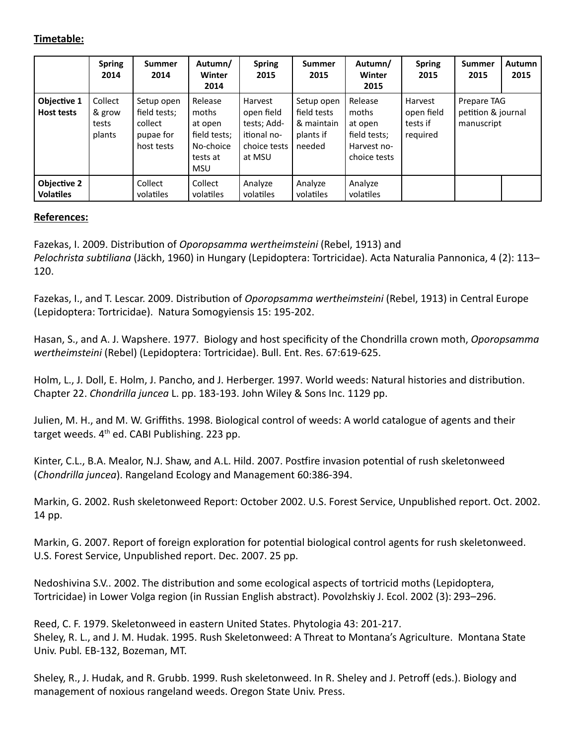**Timetable:**

| | Spring 2014 | Summer 2014 | Autumn/ Winter 2014 | Spring 2015 | Summer 2015 | Autumn/ Winter 2015 | Spring 2015 | Summer 2015 | Autumn 2015 |
|---|---|---|---|---|---|---|---|---|---|
| **Objective 1 Host tests** | Collect & grow tests plants | Setup open field tests; collect pupae for host tests | Release moths at open field tests; No-choice tests at MSU | Harvest open field tests; Add-itional no-choice tests at MSU | Setup open field tests & maintain plants if needed | Release moths at open field tests; Harvest no-choice tests | Harvest open field tests if required | Prepare TAG petition & journal manuscript | |
| **Objective 2 Volatiles** | | Collect volatiles | Collect volatiles | Analyze volatiles | Analyze volatiles | Analyze volatiles | | | |

**References:**

Fazekas, I. 2009. Distribution of *Oporopsamma wertheimsteini* (Rebel, 1913) and *Pelochrista subtiliana* (Jäckh, 1960) in Hungary (Lepidoptera: Tortricidae). Acta Naturalia Pannonica, 4 (2): 113–120.

Fazekas, I., and T. Lescar. 2009. Distribution of *Oporopsamma wertheimsteini* (Rebel, 1913) in Central Europe (Lepidoptera: Tortricidae). Natura Somogyiensis 15: 195-202.

Hasan, S., and A. J. Wapshere. 1977. Biology and host specificity of the Chondrilla crown moth, *Oporopsamma wertheimsteini* (Rebel) (Lepidoptera: Tortricidae). Bull. Ent. Res. 67:619-625.

Holm, L., J. Doll, E. Holm, J. Pancho, and J. Herberger. 1997. World weeds: Natural histories and distribution. Chapter 22. *Chondrilla juncea* L. pp. 183-193. John Wiley & Sons Inc. 1129 pp.

Julien, M. H., and M. W. Griffiths. 1998. Biological control of weeds: A world catalogue of agents and their target weeds. 4th ed. CABI Publishing. 223 pp.

Kinter, C.L., B.A. Mealor, N.J. Shaw, and A.L. Hild. 2007. Postfire invasion potential of rush skeletonweed (*Chondrilla juncea*). Rangeland Ecology and Management 60:386-394.

Markin, G. 2002. Rush skeletonweed Report: October 2002. U.S. Forest Service, Unpublished report. Oct. 2002. 14 pp.

Markin, G. 2007. Report of foreign exploration for potential biological control agents for rush skeletonweed. U.S. Forest Service, Unpublished report. Dec. 2007. 25 pp.

Nedoshivina S.V.. 2002. The distribution and some ecological aspects of tortricid moths (Lepidoptera, Tortricidae) in Lower Volga region (in Russian English abstract). Povolzhskiy J. Ecol. 2002 (3): 293–296.

Reed, C. F. 1979. Skeletonweed in eastern United States. Phytologia 43: 201-217.

Sheley, R. L., and J. M. Hudak. 1995. Rush Skeletonweed: A Threat to Montana's Agriculture. Montana State Univ. Publ. EB-132, Bozeman, MT.

Sheley, R., J. Hudak, and R. Grubb. 1999. Rush skeletonweed. In R. Sheley and J. Petroff (eds.). Biology and management of noxious rangeland weeds. Oregon State Univ. Press.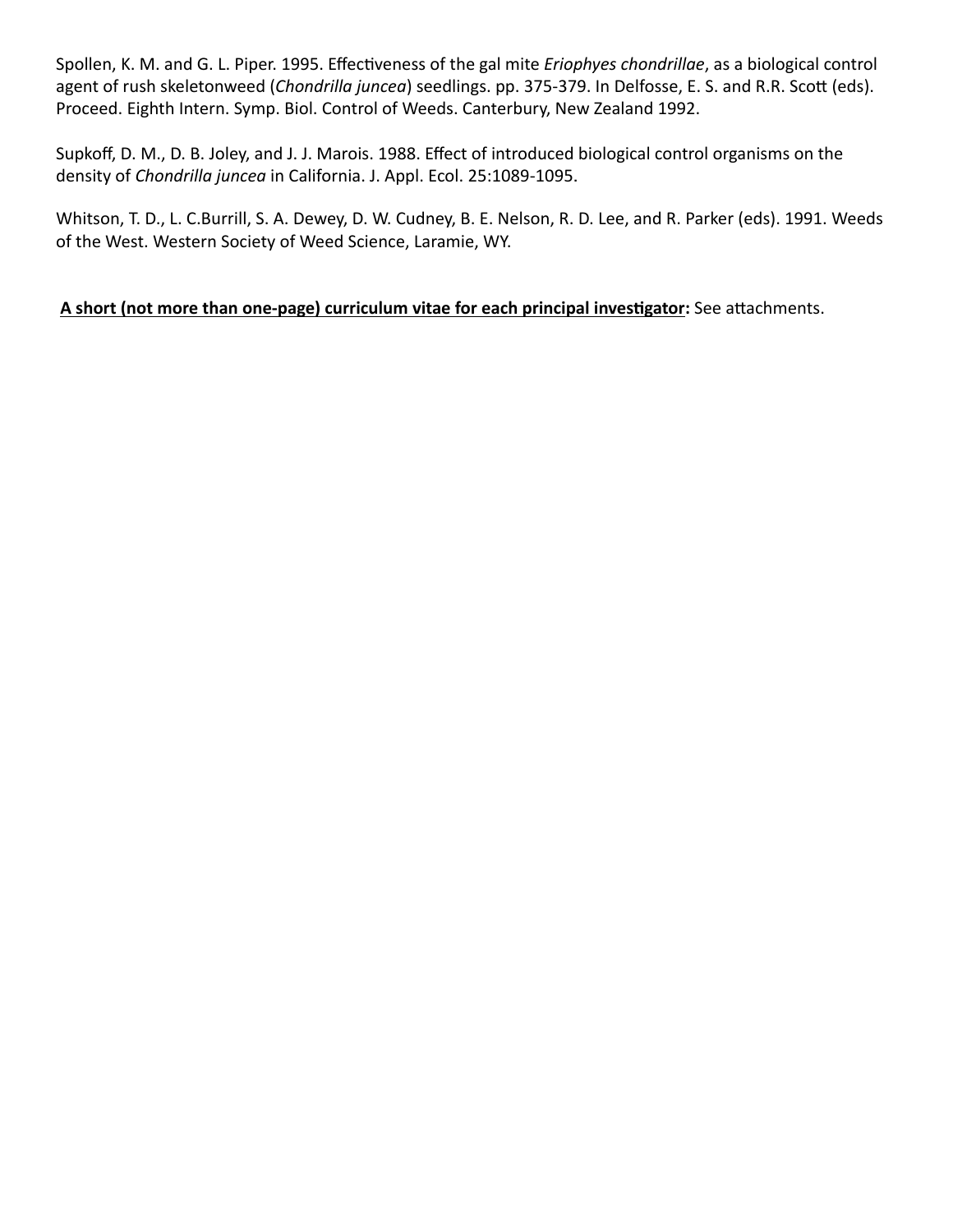Spollen, K. M. and G. L. Piper. 1995. Effectiveness of the gal mite *Eriophyes chondrillae*, as a biological control agent of rush skeletonweed (*Chondrilla juncea*) seedlings. pp. 375-379. In Delfosse, E. S. and R.R. Scott (eds). Proceed. Eighth Intern. Symp. Biol. Control of Weeds. Canterbury, New Zealand 1992.

Supkoff, D. M., D. B. Joley, and J. J. Marois. 1988. Effect of introduced biological control organisms on the density of *Chondrilla juncea* in California. J. Appl. Ecol. 25:1089-1095.

Whitson, T. D., L. C.Burrill, S. A. Dewey, D. W. Cudney, B. E. Nelson, R. D. Lee, and R. Parker (eds). 1991. Weeds of the West. Western Society of Weed Science, Laramie, WY.

**A short (not more than one-page) curriculum vitae for each principal investigator:** See attachments.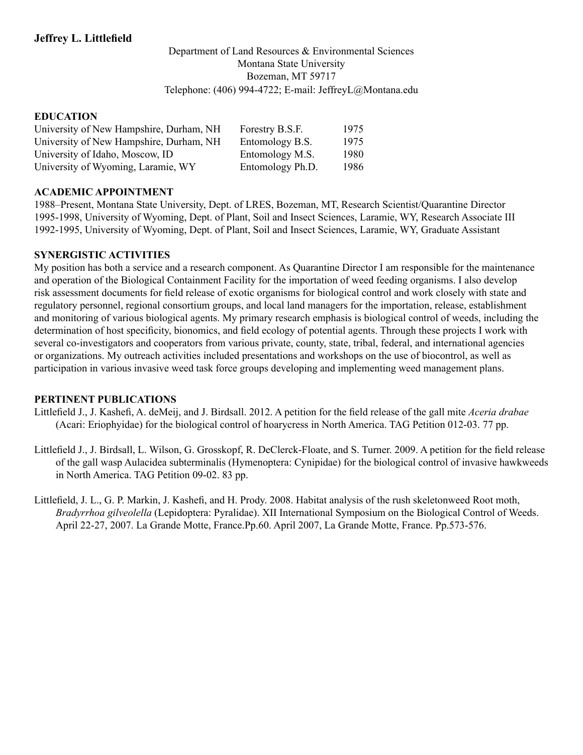**Jeffrey L. Littlefield**

Department of Land Resources & Environmental Sciences
Montana State University
Bozeman, MT 59717
Telephone: (406) 994-4722; E-mail: JeffreyL@Montana.edu

## EDUCATION

| | | |
|---|---|---|
| University of New Hampshire, Durham, NH | Forestry B.S.F. | 1975 |
| University of New Hampshire, Durham, NH | Entomology B.S. | 1975 |
| University of Idaho, Moscow, ID | Entomology M.S. | 1980 |
| University of Wyoming, Laramie, WY | Entomology Ph.D. | 1986 |

## ACADEMIC APPOINTMENT

1988–Present, Montana State University, Dept. of LRES, Bozeman, MT, Research Scientist/Quarantine Director
1995-1998, University of Wyoming, Dept. of Plant, Soil and Insect Sciences, Laramie, WY, Research Associate III
1992-1995, University of Wyoming, Dept. of Plant, Soil and Insect Sciences, Laramie, WY, Graduate Assistant

## SYNERGISTIC ACTIVITIES

My position has both a service and a research component. As Quarantine Director I am responsible for the maintenance and operation of the Biological Containment Facility for the importation of weed feeding organisms. I also develop risk assessment documents for field release of exotic organisms for biological control and work closely with state and regulatory personnel, regional consortium groups, and local land managers for the importation, release, establishment and monitoring of various biological agents. My primary research emphasis is biological control of weeds, including the determination of host specificity, bionomics, and field ecology of potential agents. Through these projects I work with several co-investigators and cooperators from various private, county, state, tribal, federal, and international agencies or organizations. My outreach activities included presentations and workshops on the use of biocontrol, as well as participation in various invasive weed task force groups developing and implementing weed management plans.

## PERTINENT PUBLICATIONS

Littlefield J., J. Kashefi, A. deMeij, and J. Birdsall. 2012. A petition for the field release of the gall mite *Aceria drabae* (Acari: Eriophyidae) for the biological control of hoarycress in North America. TAG Petition 012-03. 77 pp.

Littlefield J., J. Birdsall, L. Wilson, G. Grosskopf, R. DeClerck-Floate, and S. Turner. 2009. A petition for the field release of the gall wasp Aulacidea subterminalis (Hymenoptera: Cynipidae) for the biological control of invasive hawkweeds in North America. TAG Petition 09-02. 83 pp.

Littlefield, J. L., G. P. Markin, J. Kashefi, and H. Prody. 2008. Habitat analysis of the rush skeletonweed Root moth, *Bradyrrhoa gilveolella* (Lepidoptera: Pyralidae). XII International Symposium on the Biological Control of Weeds. April 22-27, 2007. La Grande Motte, France.Pp.60. April 2007, La Grande Motte, France. Pp.573-576.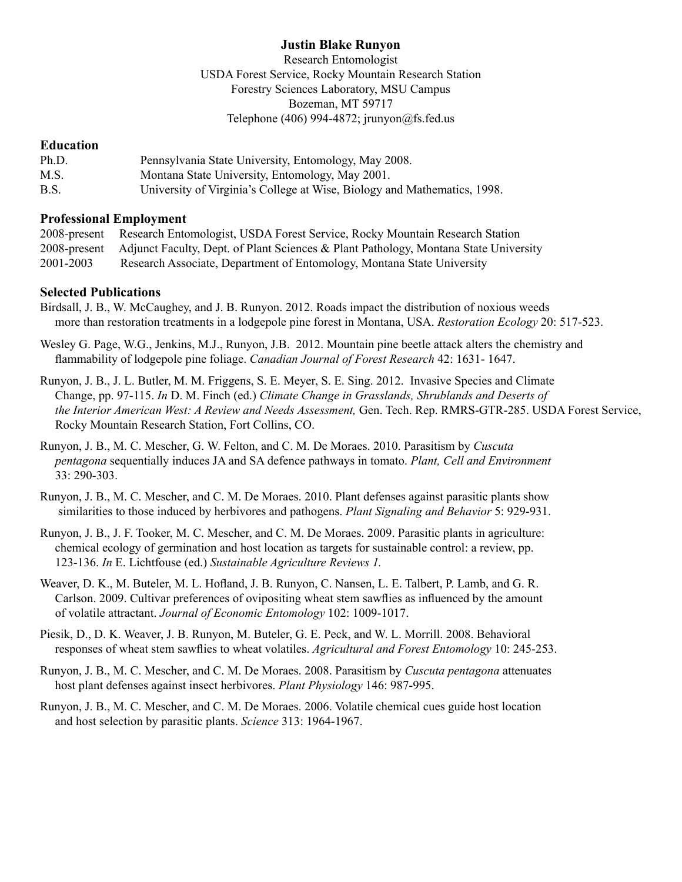**Justin Blake Runyon**

Research Entomologist
USDA Forest Service, Rocky Mountain Research Station
Forestry Sciences Laboratory, MSU Campus
Bozeman, MT 59717
Telephone (406) 994-4872; jrunyon@fs.fed.us

## Education

| | |
|---|---|
| Ph.D. | Pennsylvania State University, Entomology, May 2008. |
| M.S. | Montana State University, Entomology, May 2001. |
| B.S. | University of Virginia's College at Wise, Biology and Mathematics, 1998. |

## Professional Employment

| | |
|---|---|
| 2008-present | Research Entomologist, USDA Forest Service, Rocky Mountain Research Station |
| 2008-present | Adjunct Faculty, Dept. of Plant Sciences & Plant Pathology, Montana State University |
| 2001-2003 | Research Associate, Department of Entomology, Montana State University |

## Selected Publications

Birdsall, J. B., W. McCaughey, and J. B. Runyon. 2012. Roads impact the distribution of noxious weeds more than restoration treatments in a lodgepole pine forest in Montana, USA. *Restoration Ecology* 20: 517-523.

Wesley G. Page, W.G., Jenkins, M.J., Runyon, J.B. 2012. Mountain pine beetle attack alters the chemistry and flammability of lodgepole pine foliage. *Canadian Journal of Forest Research* 42: 1631- 1647.

Runyon, J. B., J. L. Butler, M. M. Friggens, S. E. Meyer, S. E. Sing. 2012. Invasive Species and Climate Change, pp. 97-115. *In* D. M. Finch (ed.) *Climate Change in Grasslands, Shrublands and Deserts of the Interior American West: A Review and Needs Assessment,* Gen. Tech. Rep. RMRS-GTR-285. USDA Forest Service, Rocky Mountain Research Station, Fort Collins, CO.

Runyon, J. B., M. C. Mescher, G. W. Felton, and C. M. De Moraes. 2010. Parasitism by *Cuscuta pentagona* sequentially induces JA and SA defence pathways in tomato. *Plant, Cell and Environment* 33: 290-303.

Runyon, J. B., M. C. Mescher, and C. M. De Moraes. 2010. Plant defenses against parasitic plants show similarities to those induced by herbivores and pathogens. *Plant Signaling and Behavior* 5: 929-931.

Runyon, J. B., J. F. Tooker, M. C. Mescher, and C. M. De Moraes. 2009. Parasitic plants in agriculture: chemical ecology of germination and host location as targets for sustainable control: a review, pp. 123-136. *In* E. Lichtfouse (ed.) *Sustainable Agriculture Reviews 1.*

Weaver, D. K., M. Buteler, M. L. Hofland, J. B. Runyon, C. Nansen, L. E. Talbert, P. Lamb, and G. R. Carlson. 2009. Cultivar preferences of ovipositing wheat stem sawflies as influenced by the amount of volatile attractant. *Journal of Economic Entomology* 102: 1009-1017.

Piesik, D., D. K. Weaver, J. B. Runyon, M. Buteler, G. E. Peck, and W. L. Morrill. 2008. Behavioral responses of wheat stem sawflies to wheat volatiles. *Agricultural and Forest Entomology* 10: 245-253.

Runyon, J. B., M. C. Mescher, and C. M. De Moraes. 2008. Parasitism by *Cuscuta pentagona* attenuates host plant defenses against insect herbivores. *Plant Physiology* 146: 987-995.

Runyon, J. B., M. C. Mescher, and C. M. De Moraes. 2006. Volatile chemical cues guide host location and host selection by parasitic plants. *Science* 313: 1964-1967.